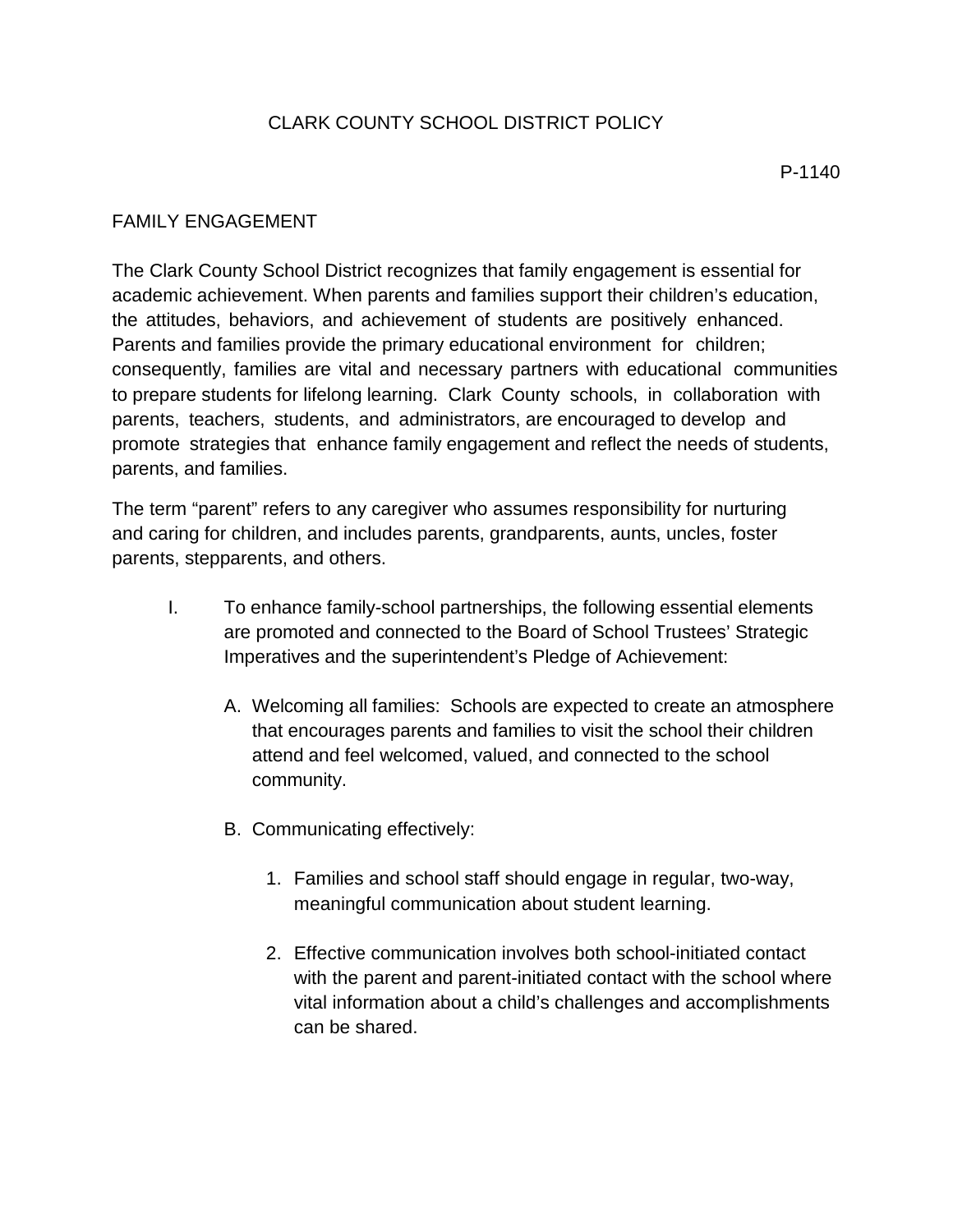# CLARK COUNTY SCHOOL DISTRICT POLICY

P-1140

## FAMILY ENGAGEMENT

The Clark County School District recognizes that family engagement is essential for academic achievement. When parents and families support their children's education, the attitudes, behaviors, and achievement of students are positively enhanced. Parents and families provide the primary educational environment for children; consequently, families are vital and necessary partners with educational communities to prepare students for lifelong learning. Clark County schools, in collaboration with parents, teachers, students, and administrators, are encouraged to develop and promote strategies that enhance family engagement and reflect the needs of students, parents, and families.

The term "parent" refers to any caregiver who assumes responsibility for nurturing and caring for children, and includes parents, grandparents, aunts, uncles, foster parents, stepparents, and others.

I. To enhance family-school partnerships, the following essential elements are promoted and connected to the Board of School Trustees' Strategic Imperatives and the superintendent's Pledge of Achievement:

   A. Welcoming all families: Schools are expected to create an atmosphere that encourages parents and families to visit the school their children attend and feel welcomed, valued, and connected to the school community.

   B. Communicating effectively:

      1. Families and school staff should engage in regular, two-way, meaningful communication about student learning.

      2. Effective communication involves both school-initiated contact with the parent and parent-initiated contact with the school where vital information about a child's challenges and accomplishments can be shared.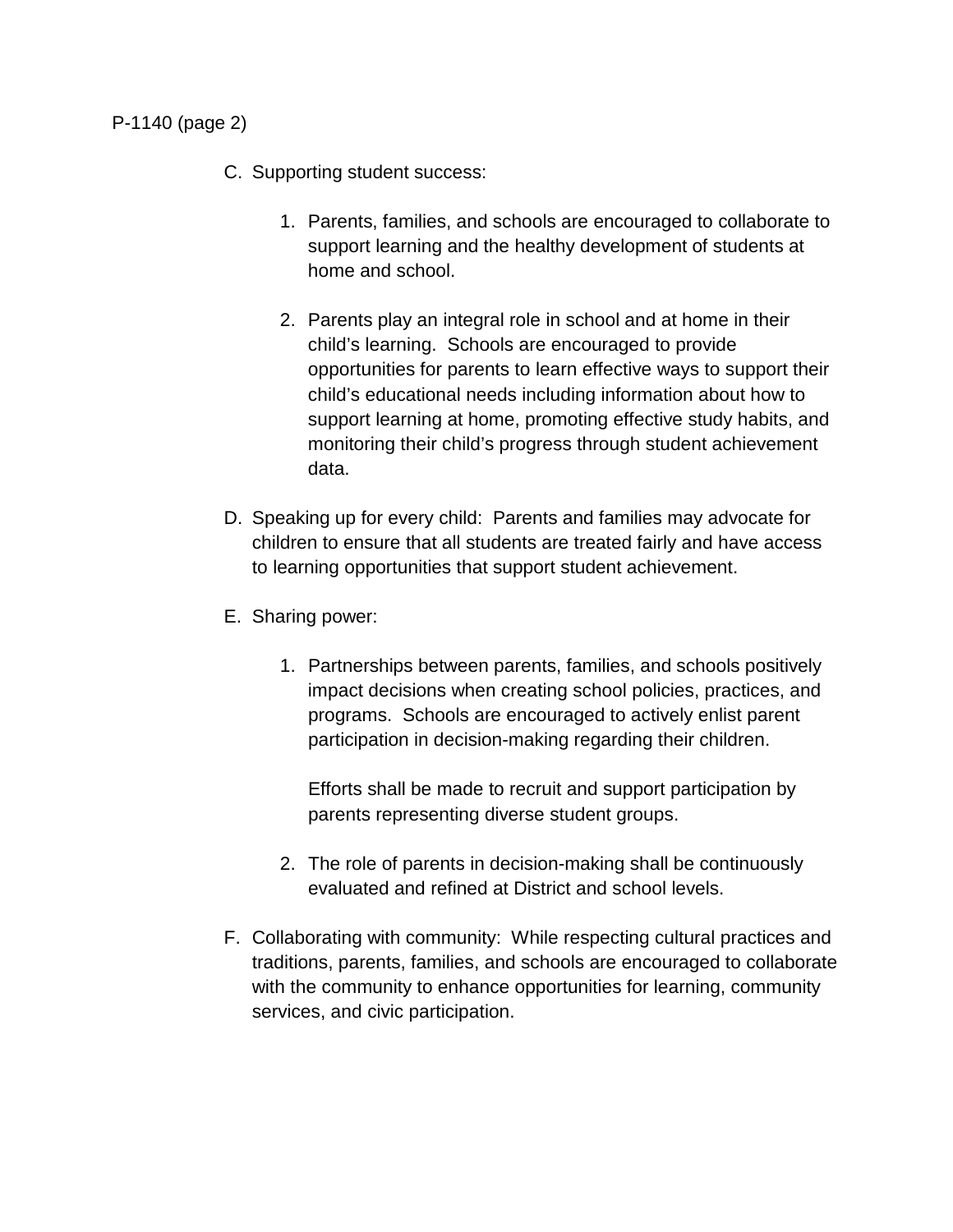C. Supporting student success:

   1. Parents, families, and schools are encouraged to collaborate to support learning and the healthy development of students at home and school.

   2. Parents play an integral role in school and at home in their child's learning. Schools are encouraged to provide opportunities for parents to learn effective ways to support their child's educational needs including information about how to support learning at home, promoting effective study habits, and monitoring their child's progress through student achievement data.

D. Speaking up for every child: Parents and families may advocate for children to ensure that all students are treated fairly and have access to learning opportunities that support student achievement.

E. Sharing power:

   1. Partnerships between parents, families, and schools positively impact decisions when creating school policies, practices, and programs. Schools are encouraged to actively enlist parent participation in decision-making regarding their children.

      Efforts shall be made to recruit and support participation by parents representing diverse student groups.

   2. The role of parents in decision-making shall be continuously evaluated and refined at District and school levels.

F. Collaborating with community: While respecting cultural practices and traditions, parents, families, and schools are encouraged to collaborate with the community to enhance opportunities for learning, community services, and civic participation.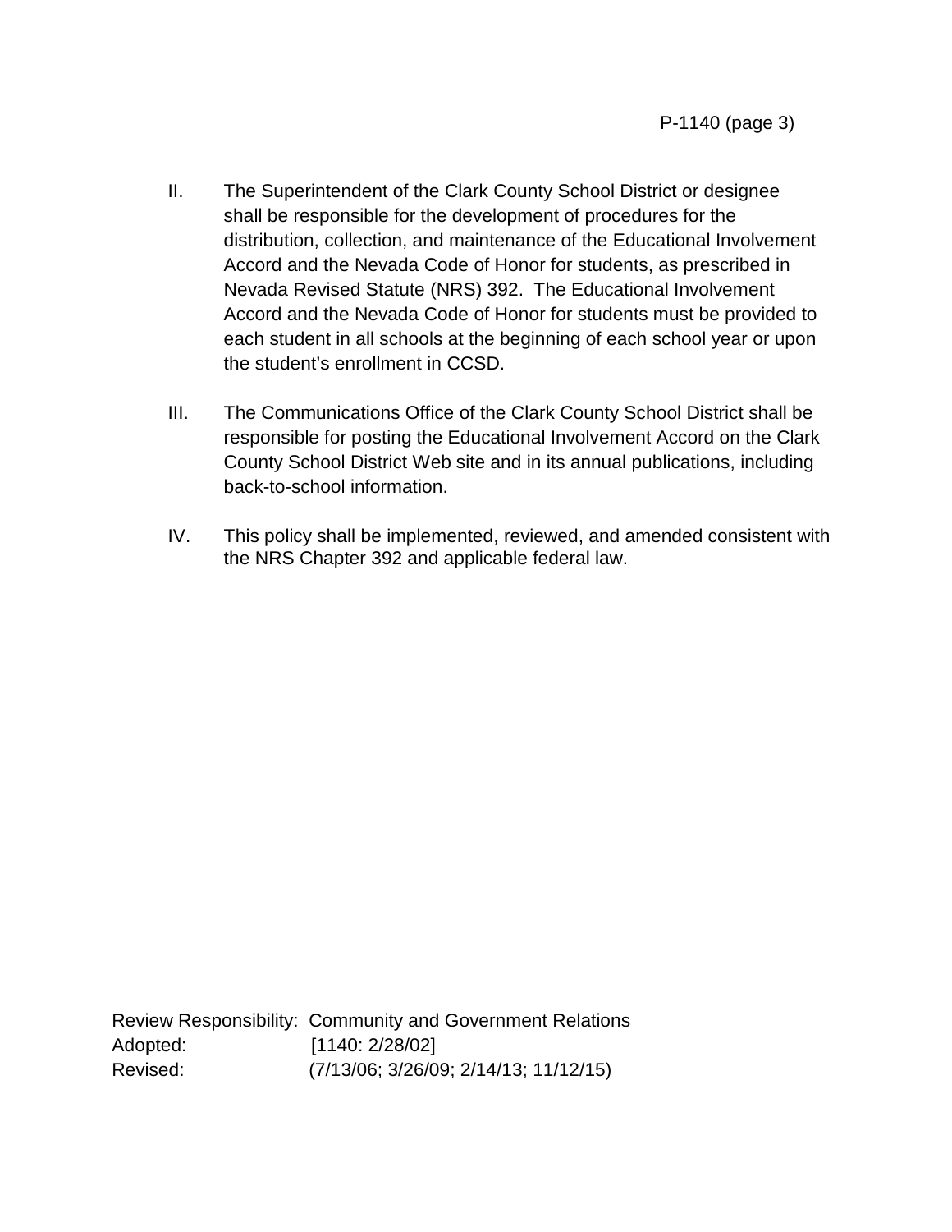II. The Superintendent of the Clark County School District or designee shall be responsible for the development of procedures for the distribution, collection, and maintenance of the Educational Involvement Accord and the Nevada Code of Honor for students, as prescribed in Nevada Revised Statute (NRS) 392. The Educational Involvement Accord and the Nevada Code of Honor for students must be provided to each student in all schools at the beginning of each school year or upon the student's enrollment in CCSD.

III. The Communications Office of the Clark County School District shall be responsible for posting the Educational Involvement Accord on the Clark County School District Web site and in its annual publications, including back-to-school information.

IV. This policy shall be implemented, reviewed, and amended consistent with the NRS Chapter 392 and applicable federal law.

Review Responsibility: Community and Government Relations
Adopted: [1140: 2/28/02]
Revised: (7/13/06; 3/26/09; 2/14/13; 11/12/15)